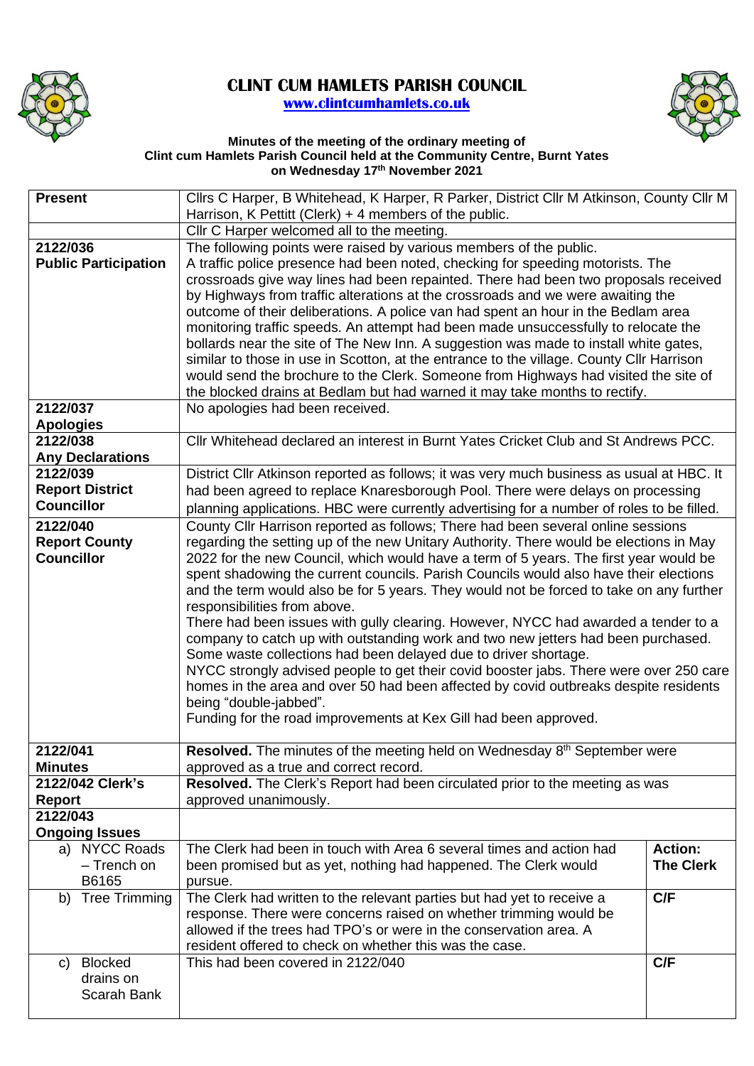# CLINT CUM HAMLETS PARISH COUNCIL

www.clintcumhamlets.co.uk

**Minutes of the meeting of the ordinary meeting of Clint cum Hamlets Parish Council held at the Community Centre, Burnt Yates on Wednesday 17th November 2021**

| | | |
|---|---|---|
| **Present** | Cllrs C Harper, B Whitehead, K Harper, R Parker, District Cllr M Atkinson, County Cllr M Harrison, K Pettitt (Clerk) + 4 members of the public. | |
| | Cllr C Harper welcomed all to the meeting. | |
| **2122/036 Public Participation** | The following points were raised by various members of the public. A traffic police presence had been noted, checking for speeding motorists. The crossroads give way lines had been repainted. There had been two proposals received by Highways from traffic alterations at the crossroads and we were awaiting the outcome of their deliberations. A police van had spent an hour in the Bedlam area monitoring traffic speeds. An attempt had been made unsuccessfully to relocate the bollards near the site of The New Inn. A suggestion was made to install white gates, similar to those in use in Scotton, at the entrance to the village. County Cllr Harrison would send the brochure to the Clerk. Someone from Highways had visited the site of the blocked drains at Bedlam but had warned it may take months to rectify. | |
| **2122/037 Apologies** | No apologies had been received. | |
| **2122/038 Any Declarations** | Cllr Whitehead declared an interest in Burnt Yates Cricket Club and St Andrews PCC. | |
| **2122/039 Report District Councillor** | District Cllr Atkinson reported as follows; it was very much business as usual at HBC. It had been agreed to replace Knaresborough Pool. There were delays on processing planning applications. HBC were currently advertising for a number of roles to be filled. | |
| **2122/040 Report County Councillor** | County Cllr Harrison reported as follows; There had been several online sessions regarding the setting up of the new Unitary Authority. There would be elections in May 2022 for the new Council, which would have a term of 5 years. The first year would be spent shadowing the current councils. Parish Councils would also have their elections and the term would also be for 5 years. They would not be forced to take on any further responsibilities from above.<br>There had been issues with gully clearing. However, NYCC had awarded a tender to a company to catch up with outstanding work and two new jetters had been purchased. Some waste collections had been delayed due to driver shortage.<br>NYCC strongly advised people to get their covid booster jabs. There were over 250 care homes in the area and over 50 had been affected by covid outbreaks despite residents being "double-jabbed".<br>Funding for the road improvements at Kex Gill had been approved. | |
| **2122/041 Minutes** | **Resolved.** The minutes of the meeting held on Wednesday 8th September were approved as a true and correct record. | |
| **2122/042 Clerk's Report** | **Resolved.** The Clerk's Report had been circulated prior to the meeting as was approved unanimously. | |
| **2122/043 Ongoing Issues** | | |
| a) NYCC Roads – Trench on B6165 | The Clerk had been in touch with Area 6 several times and action had been promised but as yet, nothing had happened. The Clerk would pursue. | **Action: The Clerk** |
| b) Tree Trimming | The Clerk had written to the relevant parties but had yet to receive a response. There were concerns raised on whether trimming would be allowed if the trees had TPO's or were in the conservation area. A resident offered to check on whether this was the case. | **C/F** |
| c) Blocked drains on Scarah Bank | This had been covered in 2122/040 | **C/F** |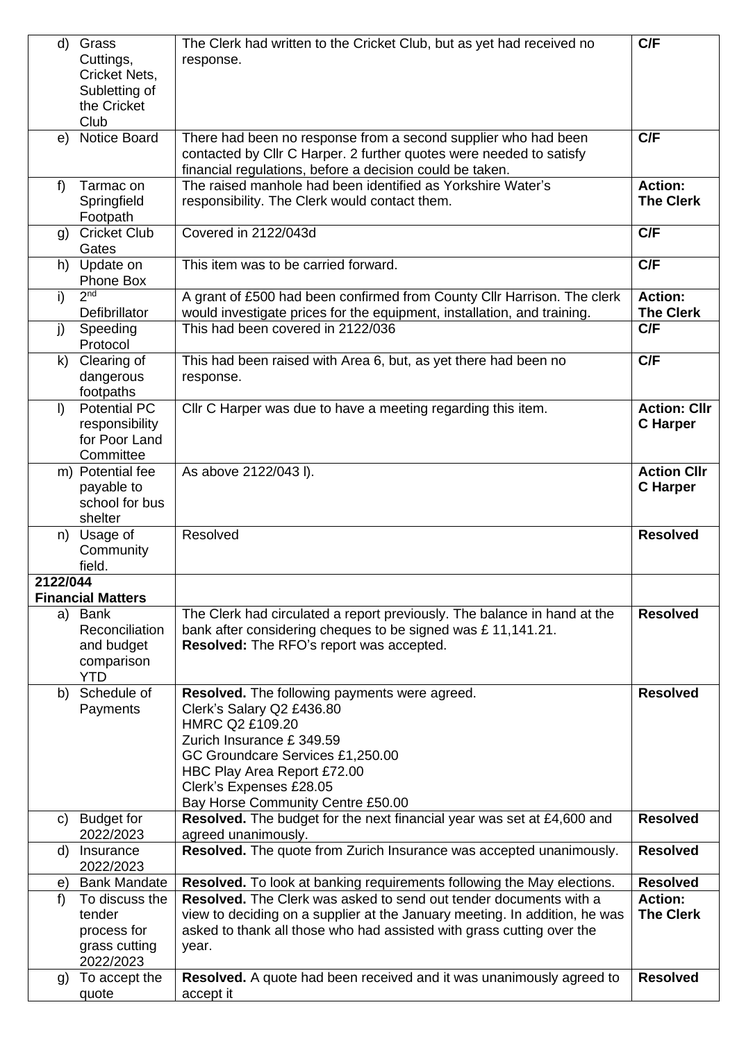| | | |
|---|---|---|
| d) Grass Cuttings, Cricket Nets, Subletting of the Cricket Club | The Clerk had written to the Cricket Club, but as yet had received no response. | **C/F** |
| e) Notice Board | There had been no response from a second supplier who had been contacted by Cllr C Harper. 2 further quotes were needed to satisfy financial regulations, before a decision could be taken. | **C/F** |
| f) Tarmac on Springfield Footpath | The raised manhole had been identified as Yorkshire Water's responsibility. The Clerk would contact them. | **Action: The Clerk** |
| g) Cricket Club Gates | Covered in 2122/043d | **C/F** |
| h) Update on Phone Box | This item was to be carried forward. | **C/F** |
| i) 2nd Defibrillator | A grant of £500 had been confirmed from County Cllr Harrison. The clerk would investigate prices for the equipment, installation, and training. | **Action: The Clerk** |
| j) Speeding Protocol | This had been covered in 2122/036 | **C/F** |
| k) Clearing of dangerous footpaths | This had been raised with Area 6, but, as yet there had been no response. | **C/F** |
| l) Potential PC responsibility for Poor Land Committee | Cllr C Harper was due to have a meeting regarding this item. | **Action: Cllr C Harper** |
| m) Potential fee payable to school for bus shelter | As above 2122/043 l). | **Action Cllr C Harper** |
| n) Usage of Community field. | Resolved | **Resolved** |
| **2122/044 Financial Matters** | | |
| a) Bank Reconciliation and budget comparison YTD | The Clerk had circulated a report previously. The balance in hand at the bank after considering cheques to be signed was £ 11,141.21.<br>**Resolved:** The RFO's report was accepted. | **Resolved** |
| b) Schedule of Payments | **Resolved.** The following payments were agreed.<br>Clerk's Salary Q2 £436.80<br>HMRC Q2 £109.20<br>Zurich Insurance £ 349.59<br>GC Groundcare Services £1,250.00<br>HBC Play Area Report £72.00<br>Clerk's Expenses £28.05<br>Bay Horse Community Centre £50.00 | **Resolved** |
| c) Budget for 2022/2023 | **Resolved.** The budget for the next financial year was set at £4,600 and agreed unanimously. | **Resolved** |
| d) Insurance 2022/2023 | **Resolved.** The quote from Zurich Insurance was accepted unanimously. | **Resolved** |
| e) Bank Mandate | **Resolved.** To look at banking requirements following the May elections. | **Resolved** |
| f) To discuss the tender process for grass cutting 2022/2023 | **Resolved.** The Clerk was asked to send out tender documents with a view to deciding on a supplier at the January meeting. In addition, he was asked to thank all those who had assisted with grass cutting over the year. | **Action: The Clerk** |
| g) To accept the quote | **Resolved.** A quote had been received and it was unanimously agreed to accept it | **Resolved** |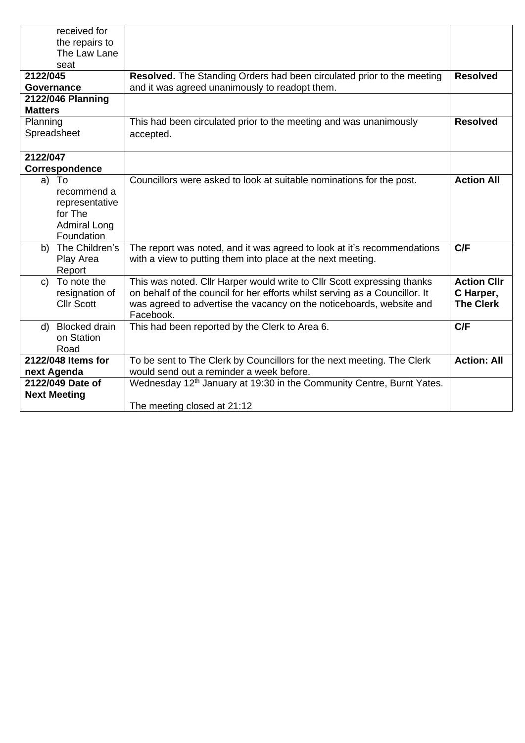| | | |
|---|---|---|
| received for the repairs to The Law Lane seat | | |
| **2122/045 Governance** | **Resolved.** The Standing Orders had been circulated prior to the meeting and it was agreed unanimously to readopt them. | **Resolved** |
| **2122/046 Planning Matters** | | |
| Planning Spreadsheet | This had been circulated prior to the meeting and was unanimously accepted. | **Resolved** |
| **2122/047 Correspondence** | | |
| a) To recommend a representative for The Admiral Long Foundation | Councillors were asked to look at suitable nominations for the post. | **Action All** |
| b) The Children's Play Area Report | The report was noted, and it was agreed to look at it's recommendations with a view to putting them into place at the next meeting. | **C/F** |
| c) To note the resignation of Cllr Scott | This was noted. Cllr Harper would write to Cllr Scott expressing thanks on behalf of the council for her efforts whilst serving as a Councillor. It was agreed to advertise the vacancy on the noticeboards, website and Facebook. | **Action Cllr C Harper, The Clerk** |
| d) Blocked drain on Station Road | This had been reported by the Clerk to Area 6. | **C/F** |
| **2122/048 Items for next Agenda** | To be sent to The Clerk by Councillors for the next meeting. The Clerk would send out a reminder a week before. | **Action: All** |
| **2122/049 Date of Next Meeting** | Wednesday 12th January at 19:30 in the Community Centre, Burnt Yates.<br><br>The meeting closed at 21:12 | |